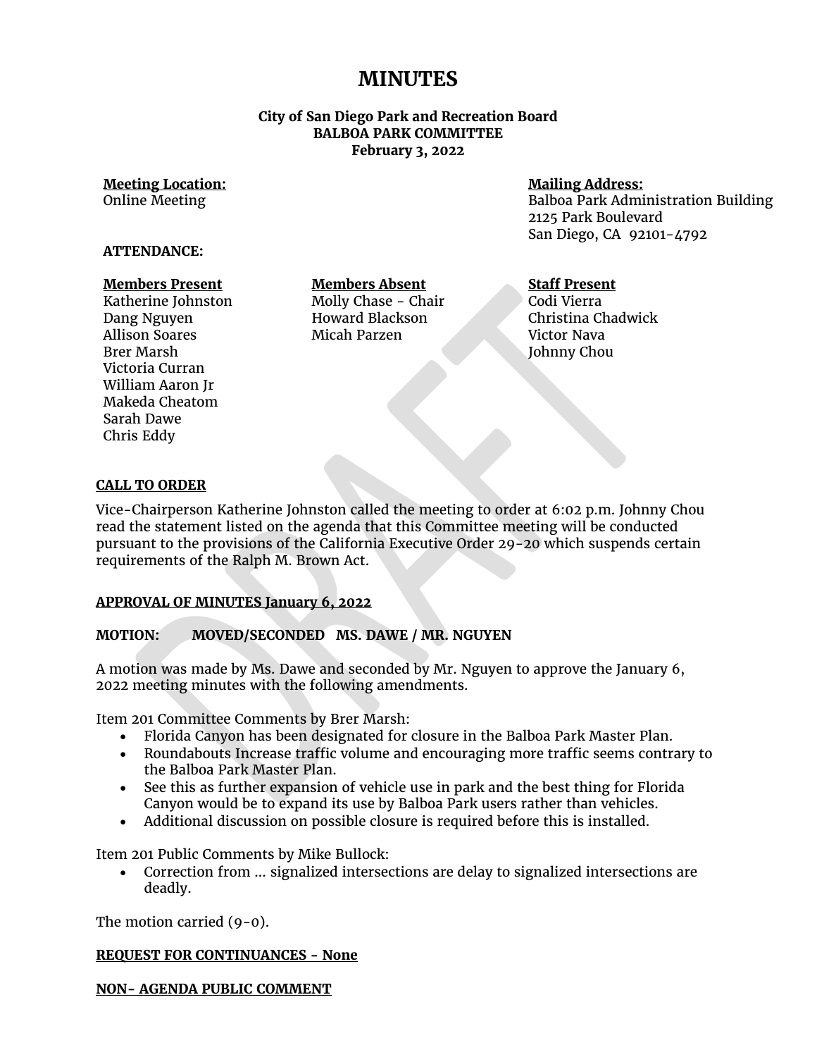# MINUTES

**City of San Diego Park and Recreation Board**
**BALBOA PARK COMMITTEE**
**February 3, 2022**

**Meeting Location:**
Online Meeting

**Mailing Address:**
Balboa Park Administration Building
2125 Park Boulevard
San Diego, CA 92101-4792

**ATTENDANCE:**

| Members Present | Members Absent | Staff Present |
|---|---|---|
| Katherine Johnston | Molly Chase - Chair | Codi Vierra |
| Dang Nguyen | Howard Blackson | Christina Chadwick |
| Allison Soares | Micah Parzen | Victor Nava |
| Brer Marsh | | Johnny Chou |
| Victoria Curran | | |
| William Aaron Jr | | |
| Makeda Cheatom | | |
| Sarah Dawe | | |
| Chris Eddy | | |

**CALL TO ORDER**

Vice-Chairperson Katherine Johnston called the meeting to order at 6:02 p.m. Johnny Chou read the statement listed on the agenda that this Committee meeting will be conducted pursuant to the provisions of the California Executive Order 29-20 which suspends certain requirements of the Ralph M. Brown Act.

**APPROVAL OF MINUTES January 6, 2022**

**MOTION: MOVED/SECONDED MS. DAWE / MR. NGUYEN**

A motion was made by Ms. Dawe and seconded by Mr. Nguyen to approve the January 6, 2022 meeting minutes with the following amendments.

Item 201 Committee Comments by Brer Marsh:

- Florida Canyon has been designated for closure in the Balboa Park Master Plan.
- Roundabouts Increase traffic volume and encouraging more traffic seems contrary to the Balboa Park Master Plan.
- See this as further expansion of vehicle use in park and the best thing for Florida Canyon would be to expand its use by Balboa Park users rather than vehicles.
- Additional discussion on possible closure is required before this is installed.

Item 201 Public Comments by Mike Bullock:

- Correction from … signalized intersections are delay to signalized intersections are deadly.

The motion carried (9-0).

**REQUEST FOR CONTINUANCES - None**

**NON- AGENDA PUBLIC COMMENT**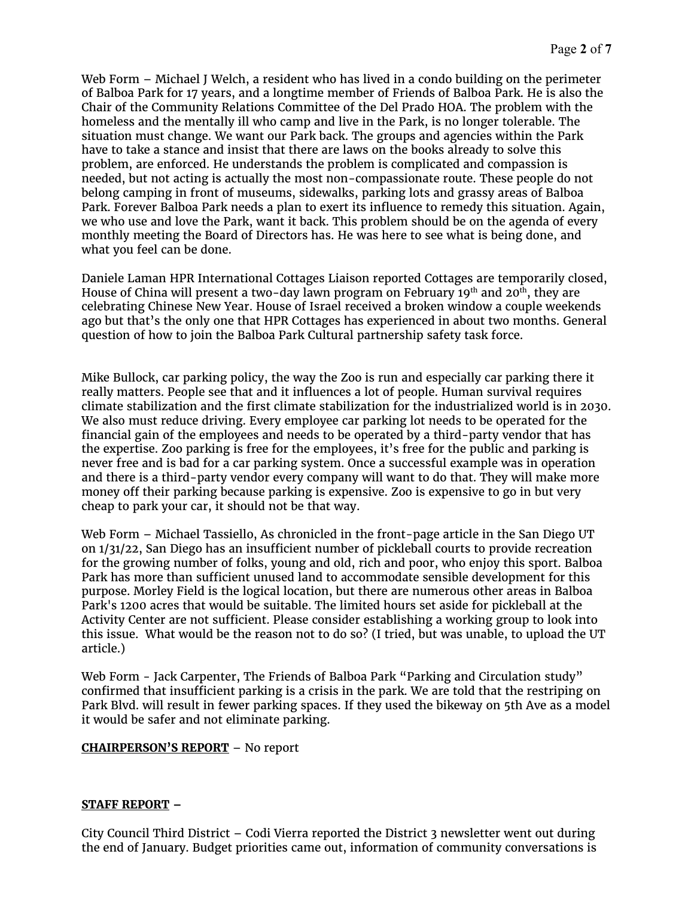Web Form – Michael J Welch, a resident who has lived in a condo building on the perimeter of Balboa Park for 17 years, and a longtime member of Friends of Balboa Park. He is also the Chair of the Community Relations Committee of the Del Prado HOA. The problem with the homeless and the mentally ill who camp and live in the Park, is no longer tolerable. The situation must change. We want our Park back. The groups and agencies within the Park have to take a stance and insist that there are laws on the books already to solve this problem, are enforced. He understands the problem is complicated and compassion is needed, but not acting is actually the most non-compassionate route. These people do not belong camping in front of museums, sidewalks, parking lots and grassy areas of Balboa Park. Forever Balboa Park needs a plan to exert its influence to remedy this situation. Again, we who use and love the Park, want it back. This problem should be on the agenda of every monthly meeting the Board of Directors has. He was here to see what is being done, and what you feel can be done.

Daniele Laman HPR International Cottages Liaison reported Cottages are temporarily closed, House of China will present a two-day lawn program on February 19th and 20th, they are celebrating Chinese New Year. House of Israel received a broken window a couple weekends ago but that's the only one that HPR Cottages has experienced in about two months. General question of how to join the Balboa Park Cultural partnership safety task force.

Mike Bullock, car parking policy, the way the Zoo is run and especially car parking there it really matters. People see that and it influences a lot of people. Human survival requires climate stabilization and the first climate stabilization for the industrialized world is in 2030. We also must reduce driving. Every employee car parking lot needs to be operated for the financial gain of the employees and needs to be operated by a third-party vendor that has the expertise. Zoo parking is free for the employees, it's free for the public and parking is never free and is bad for a car parking system. Once a successful example was in operation and there is a third-party vendor every company will want to do that. They will make more money off their parking because parking is expensive. Zoo is expensive to go in but very cheap to park your car, it should not be that way.

Web Form – Michael Tassiello, As chronicled in the front-page article in the San Diego UT on 1/31/22, San Diego has an insufficient number of pickleball courts to provide recreation for the growing number of folks, young and old, rich and poor, who enjoy this sport. Balboa Park has more than sufficient unused land to accommodate sensible development for this purpose. Morley Field is the logical location, but there are numerous other areas in Balboa Park's 1200 acres that would be suitable. The limited hours set aside for pickleball at the Activity Center are not sufficient. Please consider establishing a working group to look into this issue. What would be the reason not to do so? (I tried, but was unable, to upload the UT article.)

Web Form - Jack Carpenter, The Friends of Balboa Park "Parking and Circulation study" confirmed that insufficient parking is a crisis in the park. We are told that the restriping on Park Blvd. will result in fewer parking spaces. If they used the bikeway on 5th Ave as a model it would be safer and not eliminate parking.

**CHAIRPERSON'S REPORT** – No report

**STAFF REPORT** –

City Council Third District – Codi Vierra reported the District 3 newsletter went out during the end of January. Budget priorities came out, information of community conversations is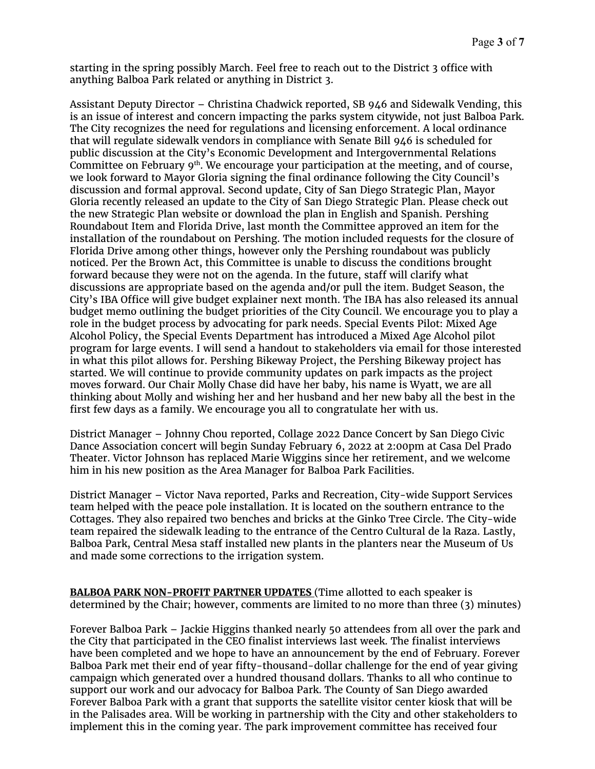starting in the spring possibly March. Feel free to reach out to the District 3 office with anything Balboa Park related or anything in District 3.

Assistant Deputy Director – Christina Chadwick reported, SB 946 and Sidewalk Vending, this is an issue of interest and concern impacting the parks system citywide, not just Balboa Park. The City recognizes the need for regulations and licensing enforcement. A local ordinance that will regulate sidewalk vendors in compliance with Senate Bill 946 is scheduled for public discussion at the City's Economic Development and Intergovernmental Relations Committee on February 9th. We encourage your participation at the meeting, and of course, we look forward to Mayor Gloria signing the final ordinance following the City Council's discussion and formal approval. Second update, City of San Diego Strategic Plan, Mayor Gloria recently released an update to the City of San Diego Strategic Plan. Please check out the new Strategic Plan website or download the plan in English and Spanish. Pershing Roundabout Item and Florida Drive, last month the Committee approved an item for the installation of the roundabout on Pershing. The motion included requests for the closure of Florida Drive among other things, however only the Pershing roundabout was publicly noticed. Per the Brown Act, this Committee is unable to discuss the conditions brought forward because they were not on the agenda. In the future, staff will clarify what discussions are appropriate based on the agenda and/or pull the item. Budget Season, the City's IBA Office will give budget explainer next month. The IBA has also released its annual budget memo outlining the budget priorities of the City Council. We encourage you to play a role in the budget process by advocating for park needs. Special Events Pilot: Mixed Age Alcohol Policy, the Special Events Department has introduced a Mixed Age Alcohol pilot program for large events. I will send a handout to stakeholders via email for those interested in what this pilot allows for. Pershing Bikeway Project, the Pershing Bikeway project has started. We will continue to provide community updates on park impacts as the project moves forward. Our Chair Molly Chase did have her baby, his name is Wyatt, we are all thinking about Molly and wishing her and her husband and her new baby all the best in the first few days as a family. We encourage you all to congratulate her with us.

District Manager – Johnny Chou reported, Collage 2022 Dance Concert by San Diego Civic Dance Association concert will begin Sunday February 6, 2022 at 2:00pm at Casa Del Prado Theater. Victor Johnson has replaced Marie Wiggins since her retirement, and we welcome him in his new position as the Area Manager for Balboa Park Facilities.

District Manager – Victor Nava reported, Parks and Recreation, City-wide Support Services team helped with the peace pole installation. It is located on the southern entrance to the Cottages. They also repaired two benches and bricks at the Ginko Tree Circle. The City-wide team repaired the sidewalk leading to the entrance of the Centro Cultural de la Raza. Lastly, Balboa Park, Central Mesa staff installed new plants in the planters near the Museum of Us and made some corrections to the irrigation system.

**BALBOA PARK NON-PROFIT PARTNER UPDATES** (Time allotted to each speaker is determined by the Chair; however, comments are limited to no more than three (3) minutes)

Forever Balboa Park – Jackie Higgins thanked nearly 50 attendees from all over the park and the City that participated in the CEO finalist interviews last week. The finalist interviews have been completed and we hope to have an announcement by the end of February. Forever Balboa Park met their end of year fifty-thousand-dollar challenge for the end of year giving campaign which generated over a hundred thousand dollars. Thanks to all who continue to support our work and our advocacy for Balboa Park. The County of San Diego awarded Forever Balboa Park with a grant that supports the satellite visitor center kiosk that will be in the Palisades area. Will be working in partnership with the City and other stakeholders to implement this in the coming year. The park improvement committee has received four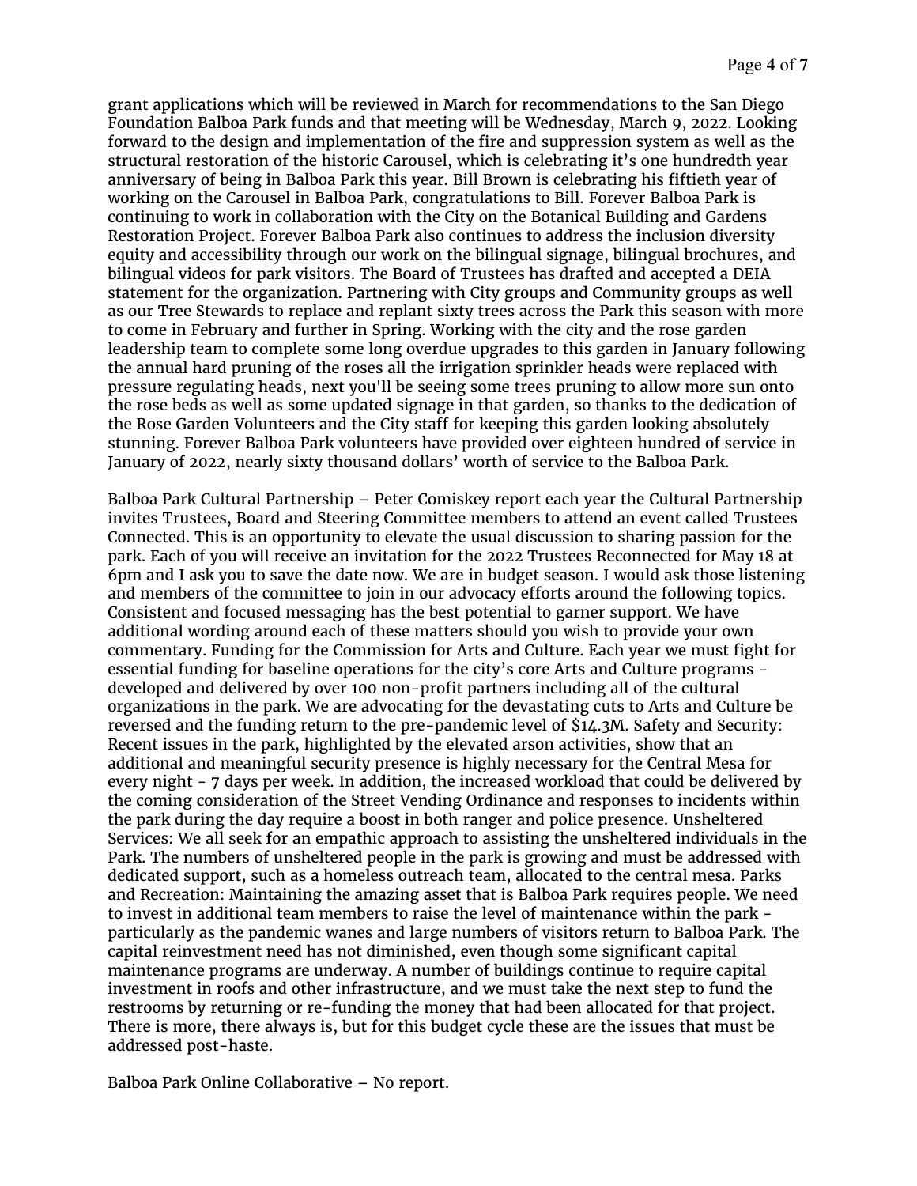grant applications which will be reviewed in March for recommendations to the San Diego Foundation Balboa Park funds and that meeting will be Wednesday, March 9, 2022. Looking forward to the design and implementation of the fire and suppression system as well as the structural restoration of the historic Carousel, which is celebrating it's one hundredth year anniversary of being in Balboa Park this year. Bill Brown is celebrating his fiftieth year of working on the Carousel in Balboa Park, congratulations to Bill. Forever Balboa Park is continuing to work in collaboration with the City on the Botanical Building and Gardens Restoration Project. Forever Balboa Park also continues to address the inclusion diversity equity and accessibility through our work on the bilingual signage, bilingual brochures, and bilingual videos for park visitors. The Board of Trustees has drafted and accepted a DEIA statement for the organization. Partnering with City groups and Community groups as well as our Tree Stewards to replace and replant sixty trees across the Park this season with more to come in February and further in Spring. Working with the city and the rose garden leadership team to complete some long overdue upgrades to this garden in January following the annual hard pruning of the roses all the irrigation sprinkler heads were replaced with pressure regulating heads, next you'll be seeing some trees pruning to allow more sun onto the rose beds as well as some updated signage in that garden, so thanks to the dedication of the Rose Garden Volunteers and the City staff for keeping this garden looking absolutely stunning. Forever Balboa Park volunteers have provided over eighteen hundred of service in January of 2022, nearly sixty thousand dollars' worth of service to the Balboa Park.

Balboa Park Cultural Partnership – Peter Comiskey report each year the Cultural Partnership invites Trustees, Board and Steering Committee members to attend an event called Trustees Connected. This is an opportunity to elevate the usual discussion to sharing passion for the park. Each of you will receive an invitation for the 2022 Trustees Reconnected for May 18 at 6pm and I ask you to save the date now. We are in budget season. I would ask those listening and members of the committee to join in our advocacy efforts around the following topics. Consistent and focused messaging has the best potential to garner support. We have additional wording around each of these matters should you wish to provide your own commentary. Funding for the Commission for Arts and Culture. Each year we must fight for essential funding for baseline operations for the city's core Arts and Culture programs - developed and delivered by over 100 non-profit partners including all of the cultural organizations in the park. We are advocating for the devastating cuts to Arts and Culture be reversed and the funding return to the pre-pandemic level of $14.3M. Safety and Security: Recent issues in the park, highlighted by the elevated arson activities, show that an additional and meaningful security presence is highly necessary for the Central Mesa for every night - 7 days per week. In addition, the increased workload that could be delivered by the coming consideration of the Street Vending Ordinance and responses to incidents within the park during the day require a boost in both ranger and police presence. Unsheltered Services: We all seek for an empathic approach to assisting the unsheltered individuals in the Park. The numbers of unsheltered people in the park is growing and must be addressed with dedicated support, such as a homeless outreach team, allocated to the central mesa. Parks and Recreation: Maintaining the amazing asset that is Balboa Park requires people. We need to invest in additional team members to raise the level of maintenance within the park - particularly as the pandemic wanes and large numbers of visitors return to Balboa Park. The capital reinvestment need has not diminished, even though some significant capital maintenance programs are underway. A number of buildings continue to require capital investment in roofs and other infrastructure, and we must take the next step to fund the restrooms by returning or re-funding the money that had been allocated for that project. There is more, there always is, but for this budget cycle these are the issues that must be addressed post-haste.

Balboa Park Online Collaborative – No report.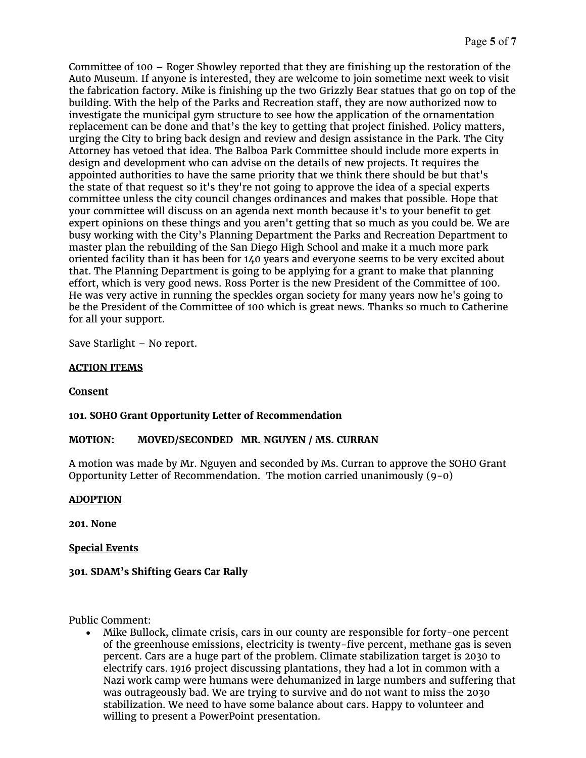Committee of 100 – Roger Showley reported that they are finishing up the restoration of the Auto Museum. If anyone is interested, they are welcome to join sometime next week to visit the fabrication factory. Mike is finishing up the two Grizzly Bear statues that go on top of the building. With the help of the Parks and Recreation staff, they are now authorized now to investigate the municipal gym structure to see how the application of the ornamentation replacement can be done and that's the key to getting that project finished. Policy matters, urging the City to bring back design and review and design assistance in the Park. The City Attorney has vetoed that idea. The Balboa Park Committee should include more experts in design and development who can advise on the details of new projects. It requires the appointed authorities to have the same priority that we think there should be but that's the state of that request so it's they're not going to approve the idea of a special experts committee unless the city council changes ordinances and makes that possible. Hope that your committee will discuss on an agenda next month because it's to your benefit to get expert opinions on these things and you aren't getting that so much as you could be. We are busy working with the City's Planning Department the Parks and Recreation Department to master plan the rebuilding of the San Diego High School and make it a much more park oriented facility than it has been for 140 years and everyone seems to be very excited about that. The Planning Department is going to be applying for a grant to make that planning effort, which is very good news. Ross Porter is the new President of the Committee of 100. He was very active in running the speckles organ society for many years now he's going to be the President of the Committee of 100 which is great news. Thanks so much to Catherine for all your support.

Save Starlight – No report.

**ACTION ITEMS**

**Consent**

**101. SOHO Grant Opportunity Letter of Recommendation**

**MOTION: MOVED/SECONDED MR. NGUYEN / MS. CURRAN**

A motion was made by Mr. Nguyen and seconded by Ms. Curran to approve the SOHO Grant Opportunity Letter of Recommendation. The motion carried unanimously (9-0)

**ADOPTION**

**201. None**

**Special Events**

**301. SDAM's Shifting Gears Car Rally**

Public Comment:

- Mike Bullock, climate crisis, cars in our county are responsible for forty-one percent of the greenhouse emissions, electricity is twenty-five percent, methane gas is seven percent. Cars are a huge part of the problem. Climate stabilization target is 2030 to electrify cars. 1916 project discussing plantations, they had a lot in common with a Nazi work camp were humans were dehumanized in large numbers and suffering that was outrageously bad. We are trying to survive and do not want to miss the 2030 stabilization. We need to have some balance about cars. Happy to volunteer and willing to present a PowerPoint presentation.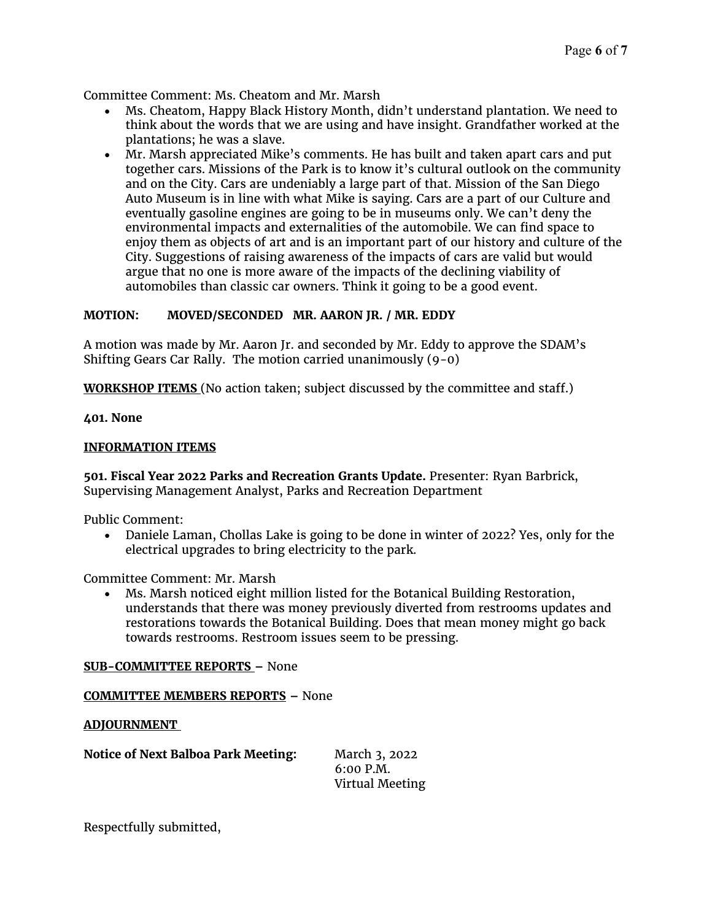Committee Comment: Ms. Cheatom and Mr. Marsh

- Ms. Cheatom, Happy Black History Month, didn't understand plantation. We need to think about the words that we are using and have insight. Grandfather worked at the plantations; he was a slave.
- Mr. Marsh appreciated Mike's comments. He has built and taken apart cars and put together cars. Missions of the Park is to know it's cultural outlook on the community and on the City. Cars are undeniably a large part of that. Mission of the San Diego Auto Museum is in line with what Mike is saying. Cars are a part of our Culture and eventually gasoline engines are going to be in museums only. We can't deny the environmental impacts and externalities of the automobile. We can find space to enjoy them as objects of art and is an important part of our history and culture of the City. Suggestions of raising awareness of the impacts of cars are valid but would argue that no one is more aware of the impacts of the declining viability of automobiles than classic car owners. Think it going to be a good event.

**MOTION: MOVED/SECONDED MR. AARON JR. / MR. EDDY**

A motion was made by Mr. Aaron Jr. and seconded by Mr. Eddy to approve the SDAM's Shifting Gears Car Rally. The motion carried unanimously (9-0)

**WORKSHOP ITEMS** (No action taken; subject discussed by the committee and staff.)

**401. None**

**INFORMATION ITEMS**

**501. Fiscal Year 2022 Parks and Recreation Grants Update.** Presenter: Ryan Barbrick, Supervising Management Analyst, Parks and Recreation Department

Public Comment:

- Daniele Laman, Chollas Lake is going to be done in winter of 2022? Yes, only for the electrical upgrades to bring electricity to the park.

Committee Comment: Mr. Marsh

- Ms. Marsh noticed eight million listed for the Botanical Building Restoration, understands that there was money previously diverted from restrooms updates and restorations towards the Botanical Building. Does that mean money might go back towards restrooms. Restroom issues seem to be pressing.

**SUB-COMMITTEE REPORTS** – None

**COMMITTEE MEMBERS REPORTS** – None

**ADJOURNMENT**

**Notice of Next Balboa Park Meeting:** March 3, 2022
6:00 P.M.
Virtual Meeting

Respectfully submitted,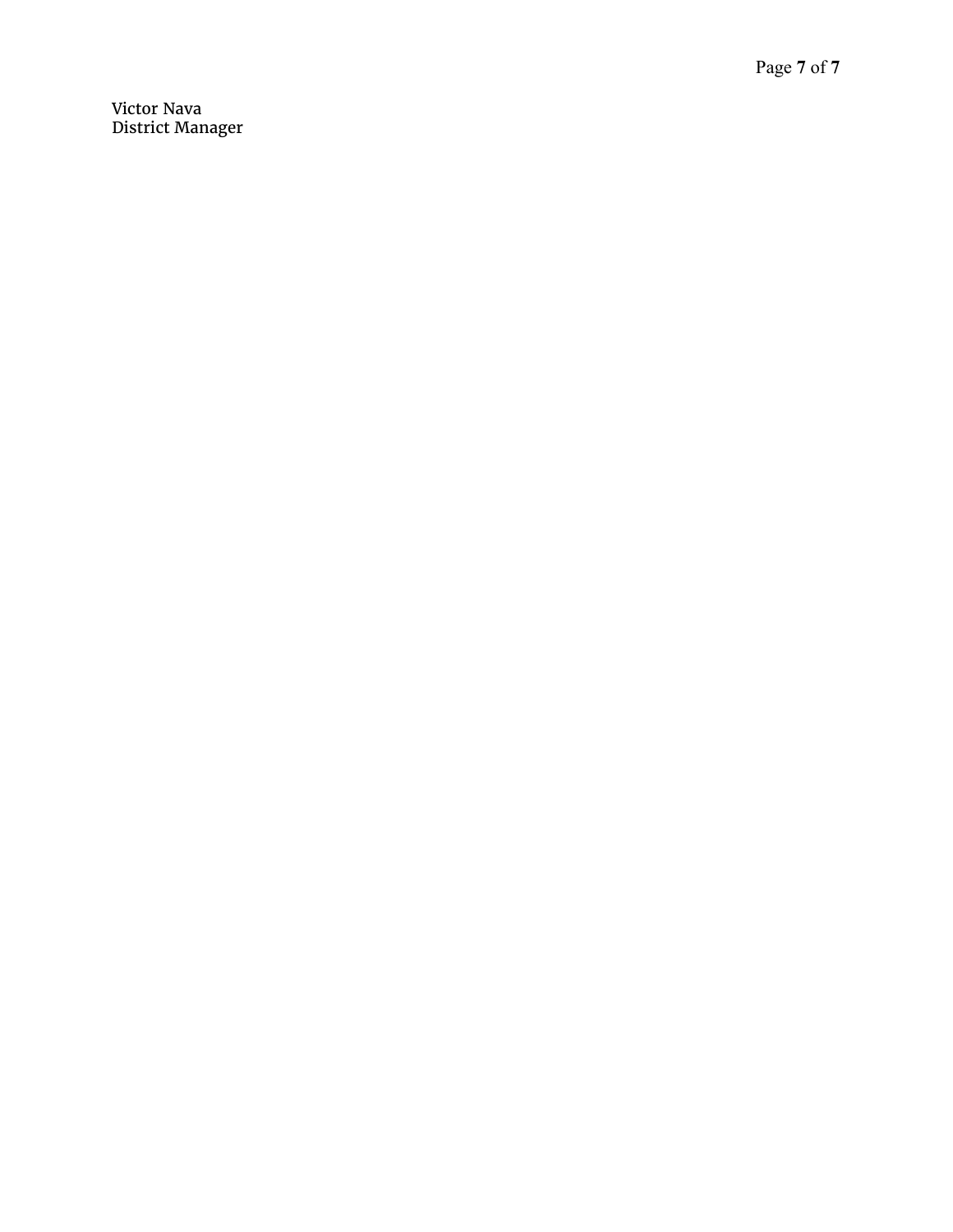Victor Nava
District Manager